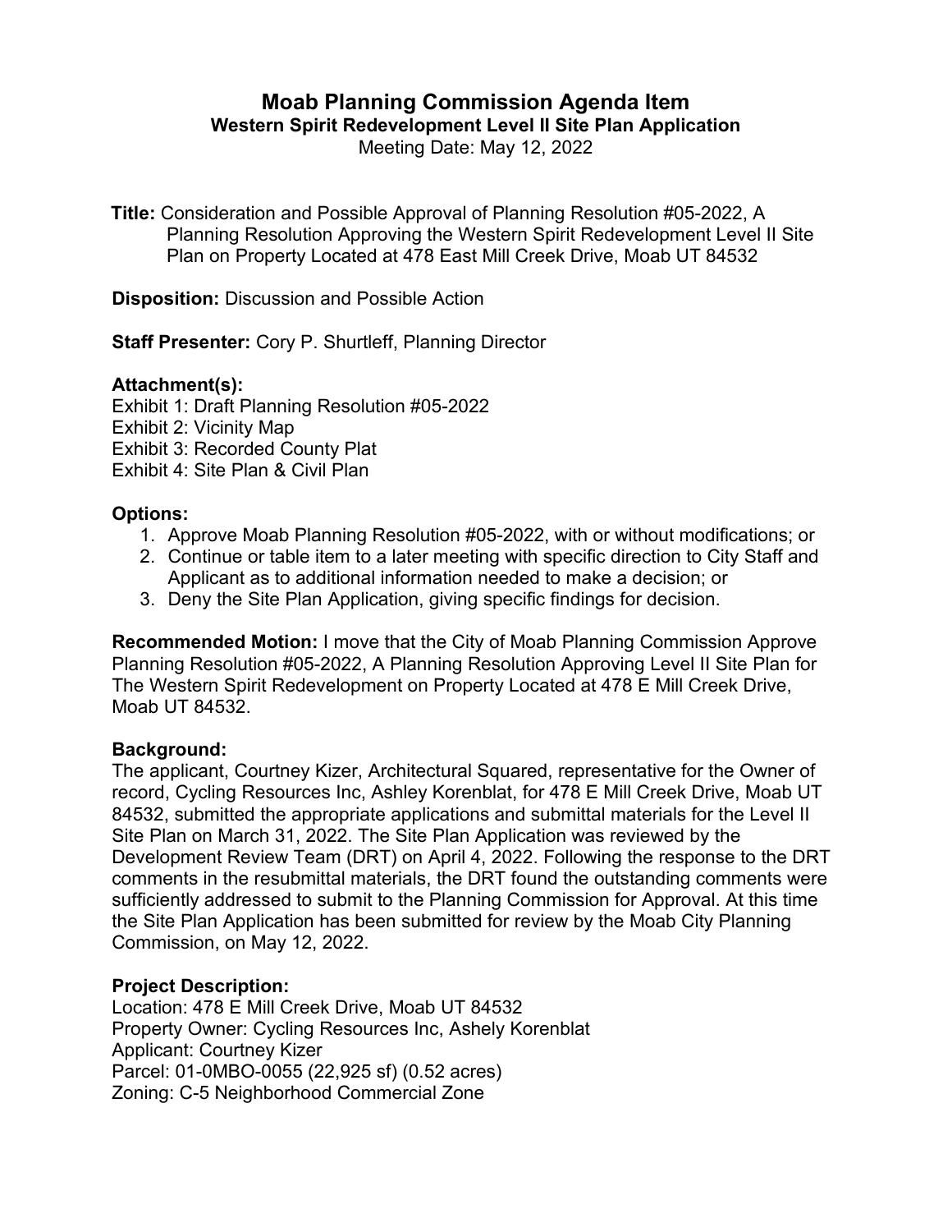# Moab Planning Commission Agenda Item

## Western Spirit Redevelopment Level II Site Plan Application

Meeting Date: May 12, 2022

**Title:** Consideration and Possible Approval of Planning Resolution #05-2022, A Planning Resolution Approving the Western Spirit Redevelopment Level II Site Plan on Property Located at 478 East Mill Creek Drive, Moab UT 84532

**Disposition:** Discussion and Possible Action

**Staff Presenter:** Cory P. Shurtleff, Planning Director

### Attachment(s):

Exhibit 1: Draft Planning Resolution #05-2022
Exhibit 2: Vicinity Map
Exhibit 3: Recorded County Plat
Exhibit 4: Site Plan & Civil Plan

### Options:

1. Approve Moab Planning Resolution #05-2022, with or without modifications; or
2. Continue or table item to a later meeting with specific direction to City Staff and Applicant as to additional information needed to make a decision; or
3. Deny the Site Plan Application, giving specific findings for decision.

**Recommended Motion:** I move that the City of Moab Planning Commission Approve Planning Resolution #05-2022, A Planning Resolution Approving Level II Site Plan for The Western Spirit Redevelopment on Property Located at 478 E Mill Creek Drive, Moab UT 84532.

### Background:

The applicant, Courtney Kizer, Architectural Squared, representative for the Owner of record, Cycling Resources Inc, Ashley Korenblat, for 478 E Mill Creek Drive, Moab UT 84532, submitted the appropriate applications and submittal materials for the Level II Site Plan on March 31, 2022. The Site Plan Application was reviewed by the Development Review Team (DRT) on April 4, 2022. Following the response to the DRT comments in the resubmittal materials, the DRT found the outstanding comments were sufficiently addressed to submit to the Planning Commission for Approval. At this time the Site Plan Application has been submitted for review by the Moab City Planning Commission, on May 12, 2022.

### Project Description:

Location: 478 E Mill Creek Drive, Moab UT 84532
Property Owner: Cycling Resources Inc, Ashely Korenblat
Applicant: Courtney Kizer
Parcel: 01-0MBO-0055 (22,925 sf) (0.52 acres)
Zoning: C-5 Neighborhood Commercial Zone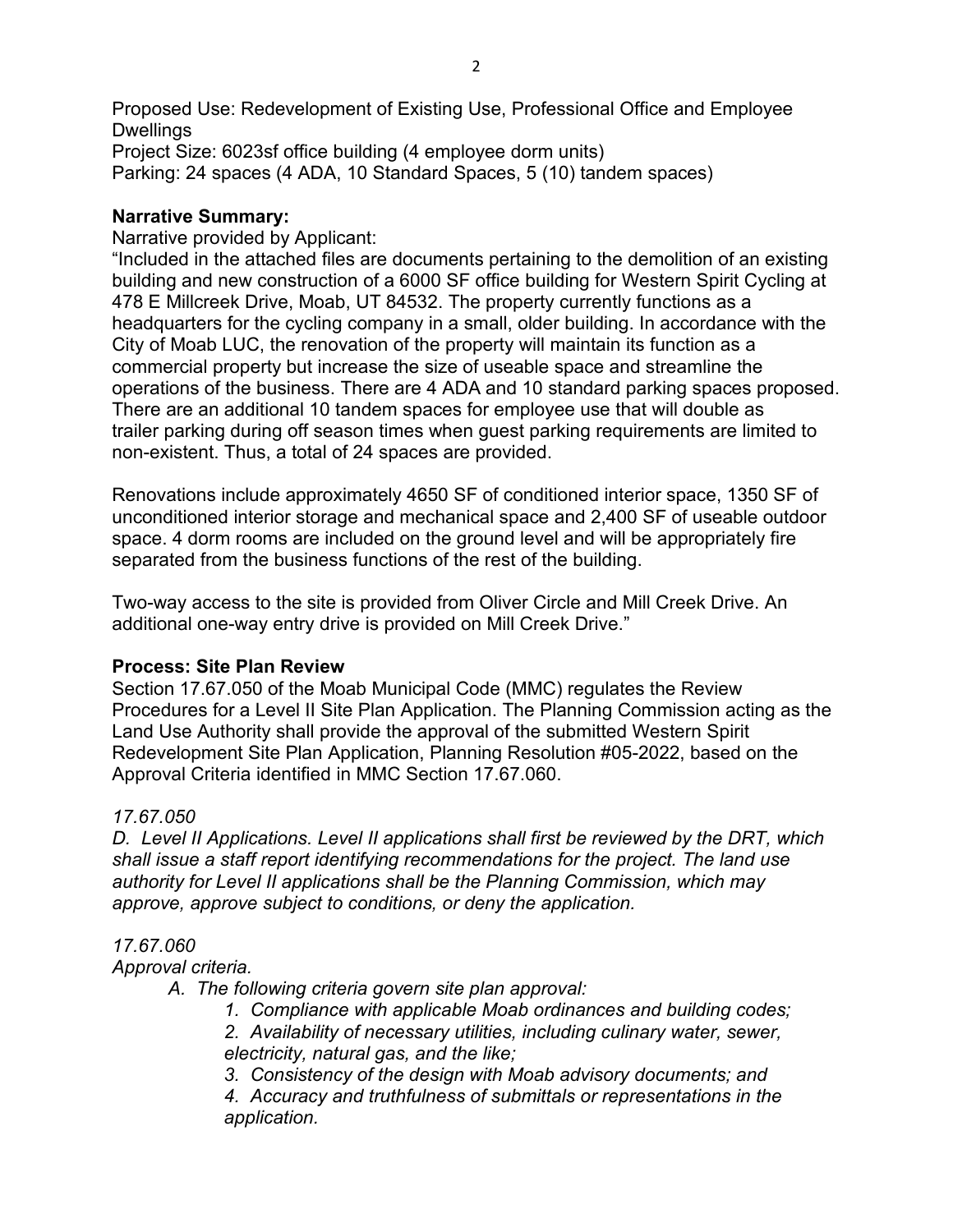Proposed Use: Redevelopment of Existing Use, Professional Office and Employee Dwellings
Project Size: 6023sf office building (4 employee dorm units)
Parking: 24 spaces (4 ADA, 10 Standard Spaces, 5 (10) tandem spaces)

**Narrative Summary:**

Narrative provided by Applicant:

"Included in the attached files are documents pertaining to the demolition of an existing building and new construction of a 6000 SF office building for Western Spirit Cycling at 478 E Millcreek Drive, Moab, UT 84532. The property currently functions as a headquarters for the cycling company in a small, older building. In accordance with the City of Moab LUC, the renovation of the property will maintain its function as a commercial property but increase the size of useable space and streamline the operations of the business. There are 4 ADA and 10 standard parking spaces proposed. There are an additional 10 tandem spaces for employee use that will double as trailer parking during off season times when guest parking requirements are limited to non-existent. Thus, a total of 24 spaces are provided.

Renovations include approximately 4650 SF of conditioned interior space, 1350 SF of unconditioned interior storage and mechanical space and 2,400 SF of useable outdoor space. 4 dorm rooms are included on the ground level and will be appropriately fire separated from the business functions of the rest of the building.

Two-way access to the site is provided from Oliver Circle and Mill Creek Drive. An additional one-way entry drive is provided on Mill Creek Drive."

**Process: Site Plan Review**

Section 17.67.050 of the Moab Municipal Code (MMC) regulates the Review Procedures for a Level II Site Plan Application. The Planning Commission acting as the Land Use Authority shall provide the approval of the submitted Western Spirit Redevelopment Site Plan Application, Planning Resolution #05-2022, based on the Approval Criteria identified in MMC Section 17.67.060.

*17.67.050*

*D. Level II Applications. Level II applications shall first be reviewed by the DRT, which shall issue a staff report identifying recommendations for the project. The land use authority for Level II applications shall be the Planning Commission, which may approve, approve subject to conditions, or deny the application.*

*17.67.060*

*Approval criteria.*

*A. The following criteria govern site plan approval:*

*1. Compliance with applicable Moab ordinances and building codes;*

*2. Availability of necessary utilities, including culinary water, sewer, electricity, natural gas, and the like;*

*3. Consistency of the design with Moab advisory documents; and*

*4. Accuracy and truthfulness of submittals or representations in the application.*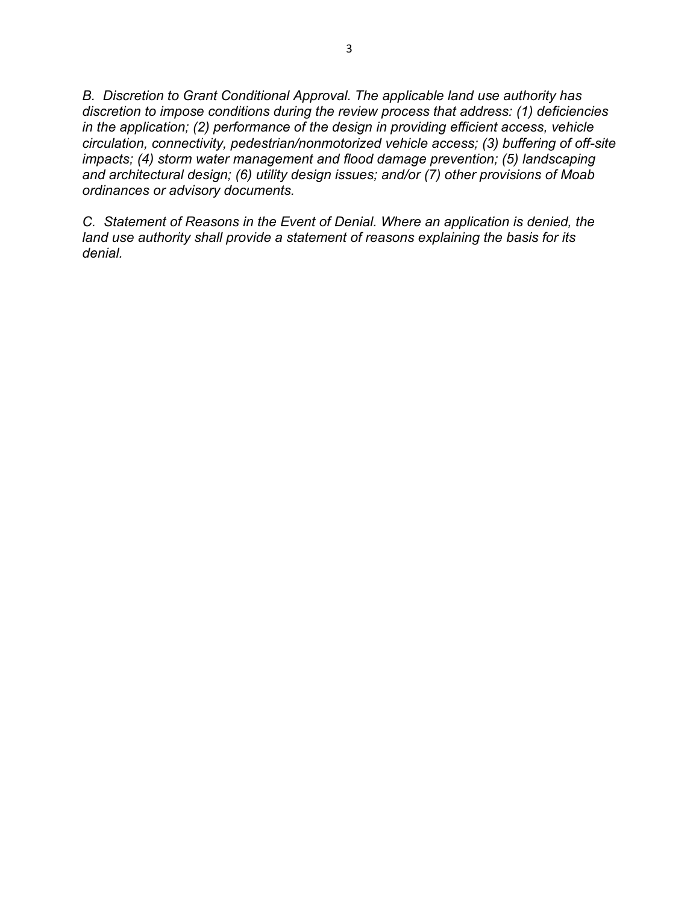*B. Discretion to Grant Conditional Approval. The applicable land use authority has discretion to impose conditions during the review process that address: (1) deficiencies in the application; (2) performance of the design in providing efficient access, vehicle circulation, connectivity, pedestrian/nonmotorized vehicle access; (3) buffering of off-site impacts; (4) storm water management and flood damage prevention; (5) landscaping and architectural design; (6) utility design issues; and/or (7) other provisions of Moab ordinances or advisory documents.*

*C. Statement of Reasons in the Event of Denial. Where an application is denied, the land use authority shall provide a statement of reasons explaining the basis for its denial.*